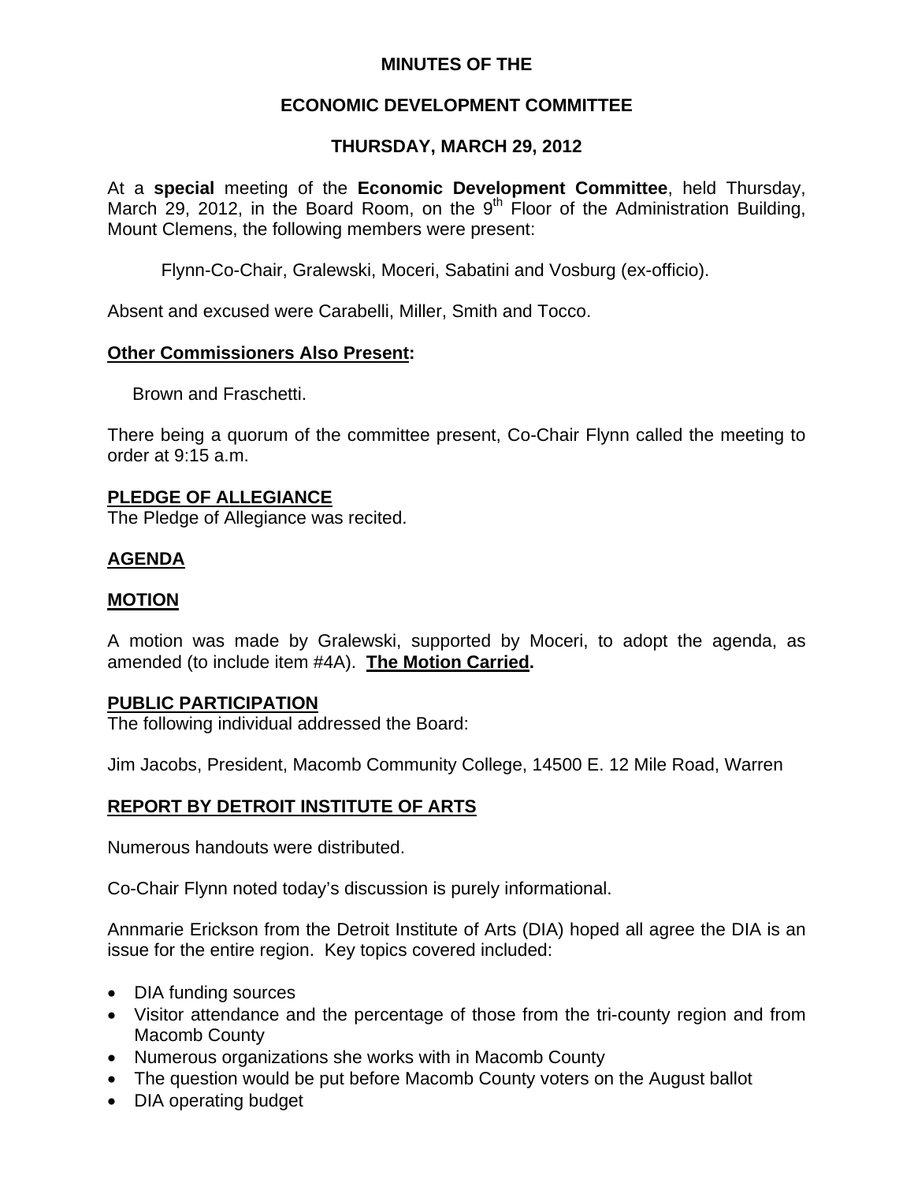**MINUTES OF THE**

**ECONOMIC DEVELOPMENT COMMITTEE**

**THURSDAY, MARCH 29, 2012**

At a **special** meeting of the **Economic Development Committee**, held Thursday, March 29, 2012, in the Board Room, on the 9th Floor of the Administration Building, Mount Clemens, the following members were present:

Flynn-Co-Chair, Gralewski, Moceri, Sabatini and Vosburg (ex-officio).

Absent and excused were Carabelli, Miller, Smith and Tocco.

**Other Commissioners Also Present:**

Brown and Fraschetti.

There being a quorum of the committee present, Co-Chair Flynn called the meeting to order at 9:15 a.m.

**PLEDGE OF ALLEGIANCE**

The Pledge of Allegiance was recited.

**AGENDA**

**MOTION**

A motion was made by Gralewski, supported by Moceri, to adopt the agenda, as amended (to include item #4A). **The Motion Carried.**

**PUBLIC PARTICIPATION**

The following individual addressed the Board:

Jim Jacobs, President, Macomb Community College, 14500 E. 12 Mile Road, Warren

**REPORT BY DETROIT INSTITUTE OF ARTS**

Numerous handouts were distributed.

Co-Chair Flynn noted today's discussion is purely informational.

Annmarie Erickson from the Detroit Institute of Arts (DIA) hoped all agree the DIA is an issue for the entire region. Key topics covered included:

- DIA funding sources
- Visitor attendance and the percentage of those from the tri-county region and from Macomb County
- Numerous organizations she works with in Macomb County
- The question would be put before Macomb County voters on the August ballot
- DIA operating budget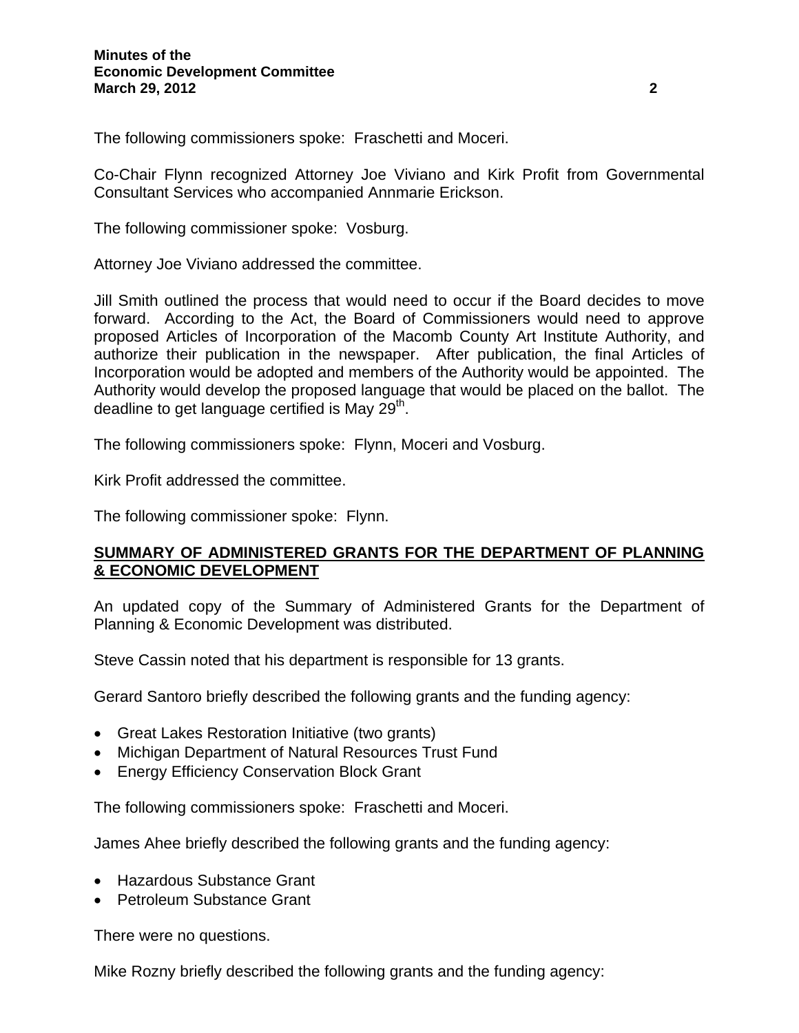The following commissioners spoke: Fraschetti and Moceri.

Co-Chair Flynn recognized Attorney Joe Viviano and Kirk Profit from Governmental Consultant Services who accompanied Annmarie Erickson.

The following commissioner spoke: Vosburg.

Attorney Joe Viviano addressed the committee.

Jill Smith outlined the process that would need to occur if the Board decides to move forward. According to the Act, the Board of Commissioners would need to approve proposed Articles of Incorporation of the Macomb County Art Institute Authority, and authorize their publication in the newspaper. After publication, the final Articles of Incorporation would be adopted and members of the Authority would be appointed. The Authority would develop the proposed language that would be placed on the ballot. The deadline to get language certified is May 29th.

The following commissioners spoke: Flynn, Moceri and Vosburg.

Kirk Profit addressed the committee.

The following commissioner spoke: Flynn.

## SUMMARY OF ADMINISTERED GRANTS FOR THE DEPARTMENT OF PLANNING & ECONOMIC DEVELOPMENT

An updated copy of the Summary of Administered Grants for the Department of Planning & Economic Development was distributed.

Steve Cassin noted that his department is responsible for 13 grants.

Gerard Santoro briefly described the following grants and the funding agency:

- Great Lakes Restoration Initiative (two grants)
- Michigan Department of Natural Resources Trust Fund
- Energy Efficiency Conservation Block Grant

The following commissioners spoke: Fraschetti and Moceri.

James Ahee briefly described the following grants and the funding agency:

- Hazardous Substance Grant
- Petroleum Substance Grant

There were no questions.

Mike Rozny briefly described the following grants and the funding agency: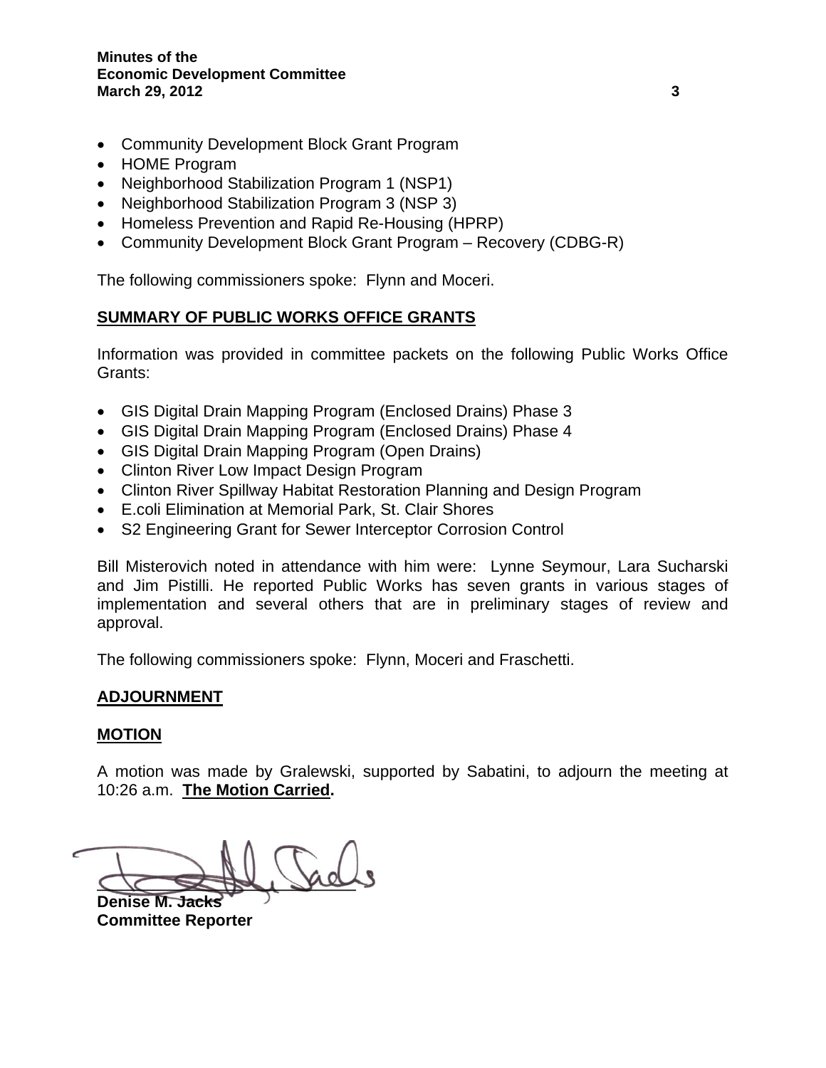- Community Development Block Grant Program
- HOME Program
- Neighborhood Stabilization Program 1 (NSP1)
- Neighborhood Stabilization Program 3 (NSP 3)
- Homeless Prevention and Rapid Re-Housing (HPRP)
- Community Development Block Grant Program – Recovery (CDBG-R)

The following commissioners spoke: Flynn and Moceri.

**SUMMARY OF PUBLIC WORKS OFFICE GRANTS**

Information was provided in committee packets on the following Public Works Office Grants:

- GIS Digital Drain Mapping Program (Enclosed Drains) Phase 3
- GIS Digital Drain Mapping Program (Enclosed Drains) Phase 4
- GIS Digital Drain Mapping Program (Open Drains)
- Clinton River Low Impact Design Program
- Clinton River Spillway Habitat Restoration Planning and Design Program
- E.coli Elimination at Memorial Park, St. Clair Shores
- S2 Engineering Grant for Sewer Interceptor Corrosion Control

Bill Misterovich noted in attendance with him were: Lynne Seymour, Lara Sucharski and Jim Pistilli. He reported Public Works has seven grants in various stages of implementation and several others that are in preliminary stages of review and approval.

The following commissioners spoke: Flynn, Moceri and Fraschetti.

**ADJOURNMENT**

**MOTION**

A motion was made by Gralewski, supported by Sabatini, to adjourn the meeting at 10:26 a.m. **The Motion Carried.**

**Denise M. Jacks**
**Committee Reporter**